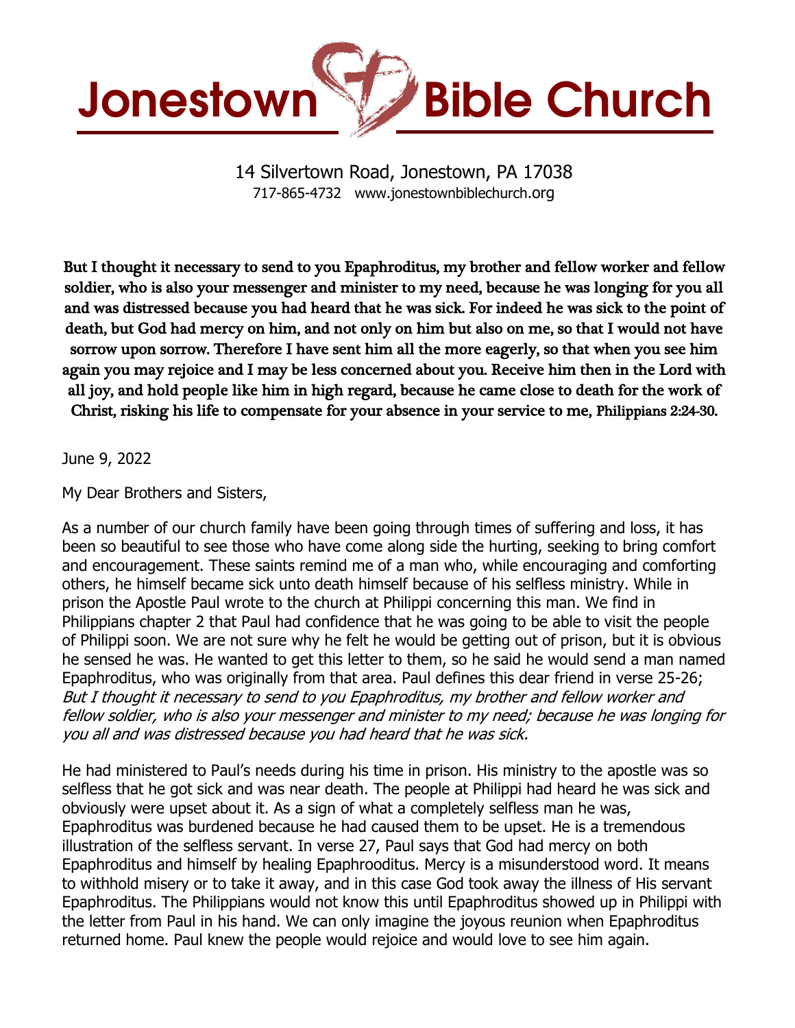# Jonestown Bible Church

14 Silvertown Road, Jonestown, PA 17038
717-865-4732 www.jonestownbiblechurch.org

**But I thought it necessary to send to you Epaphroditus, my brother and fellow worker and fellow soldier, who is also your messenger and minister to my need, because he was longing for you all and was distressed because you had heard that he was sick. For indeed he was sick to the point of death, but God had mercy on him, and not only on him but also on me, so that I would not have sorrow upon sorrow. Therefore I have sent him all the more eagerly, so that when you see him again you may rejoice and I may be less concerned about you. Receive him then in the Lord with all joy, and hold people like him in high regard, because he came close to death for the work of Christ, risking his life to compensate for your absence in your service to me, Philippians 2:24-30.**

June 9, 2022

My Dear Brothers and Sisters,

As a number of our church family have been going through times of suffering and loss, it has been so beautiful to see those who have come along side the hurting, seeking to bring comfort and encouragement. These saints remind me of a man who, while encouraging and comforting others, he himself became sick unto death himself because of his selfless ministry. While in prison the Apostle Paul wrote to the church at Philippi concerning this man. We find in Philippians chapter 2 that Paul had confidence that he was going to be able to visit the people of Philippi soon. We are not sure why he felt he would be getting out of prison, but it is obvious he sensed he was. He wanted to get this letter to them, so he said he would send a man named Epaphroditus, who was originally from that area. Paul defines this dear friend in verse 25-26; *But I thought it necessary to send to you Epaphroditus, my brother and fellow worker and fellow soldier, who is also your messenger and minister to my need; because he was longing for you all and was distressed because you had heard that he was sick.*

He had ministered to Paul's needs during his time in prison. His ministry to the apostle was so selfless that he got sick and was near death. The people at Philippi had heard he was sick and obviously were upset about it. As a sign of what a completely selfless man he was, Epaphroditus was burdened because he had caused them to be upset. He is a tremendous illustration of the selfless servant. In verse 27, Paul says that God had mercy on both Epaphroditus and himself by healing Epaphrooditus. Mercy is a misunderstood word. It means to withhold misery or to take it away, and in this case God took away the illness of His servant Epaphroditus. The Philippians would not know this until Epaphroditus showed up in Philippi with the letter from Paul in his hand. We can only imagine the joyous reunion when Epaphroditus returned home. Paul knew the people would rejoice and would love to see him again.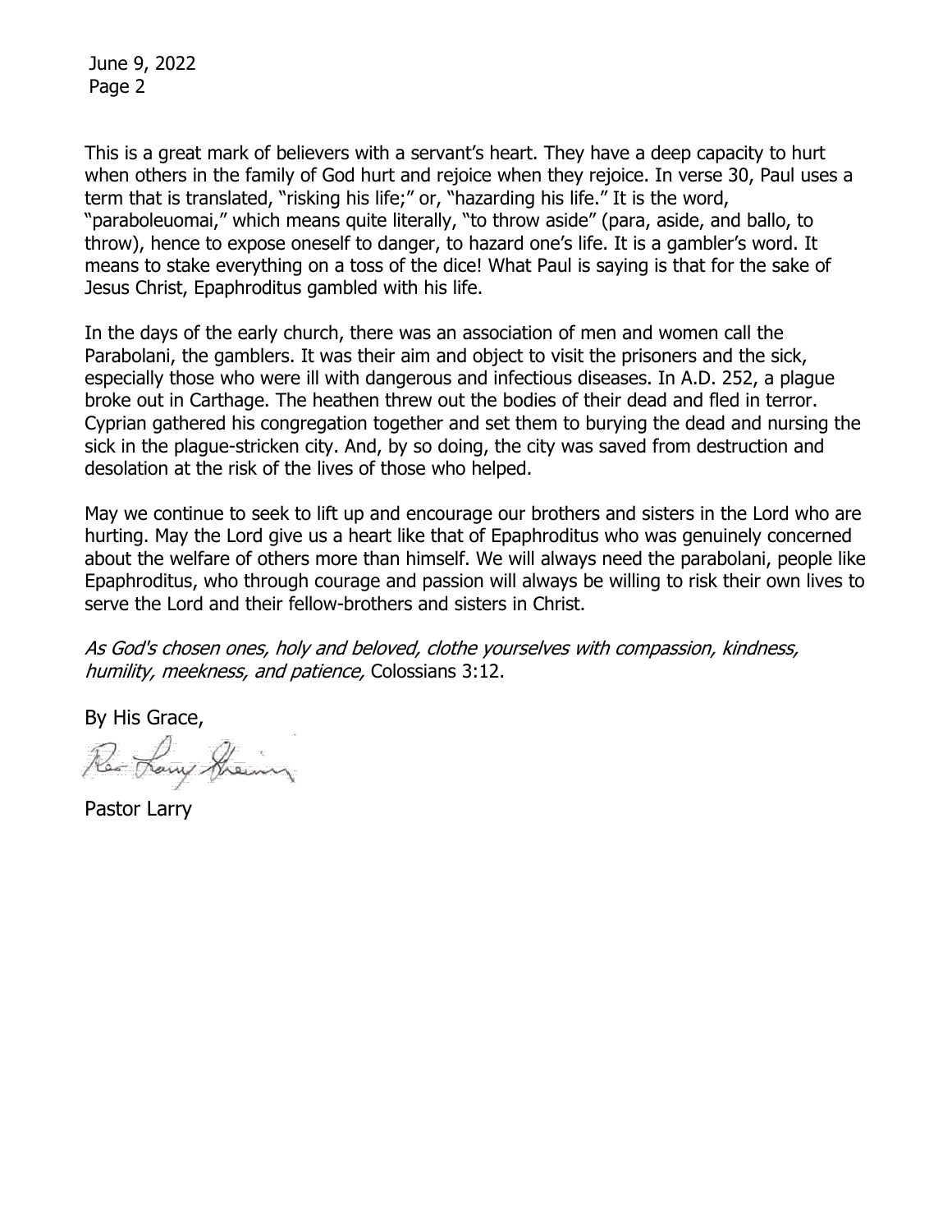This is a great mark of believers with a servant's heart. They have a deep capacity to hurt when others in the family of God hurt and rejoice when they rejoice. In verse 30, Paul uses a term that is translated, "risking his life;" or, "hazarding his life." It is the word, "paraboleuomai," which means quite literally, "to throw aside" (para, aside, and ballo, to throw), hence to expose oneself to danger, to hazard one's life. It is a gambler's word. It means to stake everything on a toss of the dice! What Paul is saying is that for the sake of Jesus Christ, Epaphroditus gambled with his life.

In the days of the early church, there was an association of men and women call the Parabolani, the gamblers. It was their aim and object to visit the prisoners and the sick, especially those who were ill with dangerous and infectious diseases. In A.D. 252, a plague broke out in Carthage. The heathen threw out the bodies of their dead and fled in terror. Cyprian gathered his congregation together and set them to burying the dead and nursing the sick in the plague-stricken city. And, by so doing, the city was saved from destruction and desolation at the risk of the lives of those who helped.

May we continue to seek to lift up and encourage our brothers and sisters in the Lord who are hurting. May the Lord give us a heart like that of Epaphroditus who was genuinely concerned about the welfare of others more than himself. We will always need the parabolani, people like Epaphroditus, who through courage and passion will always be willing to risk their own lives to serve the Lord and their fellow-brothers and sisters in Christ.

*As God's chosen ones, holy and beloved, clothe yourselves with compassion, kindness, humility, meekness, and patience,* Colossians 3:12.

By His Grace,

Pastor Larry